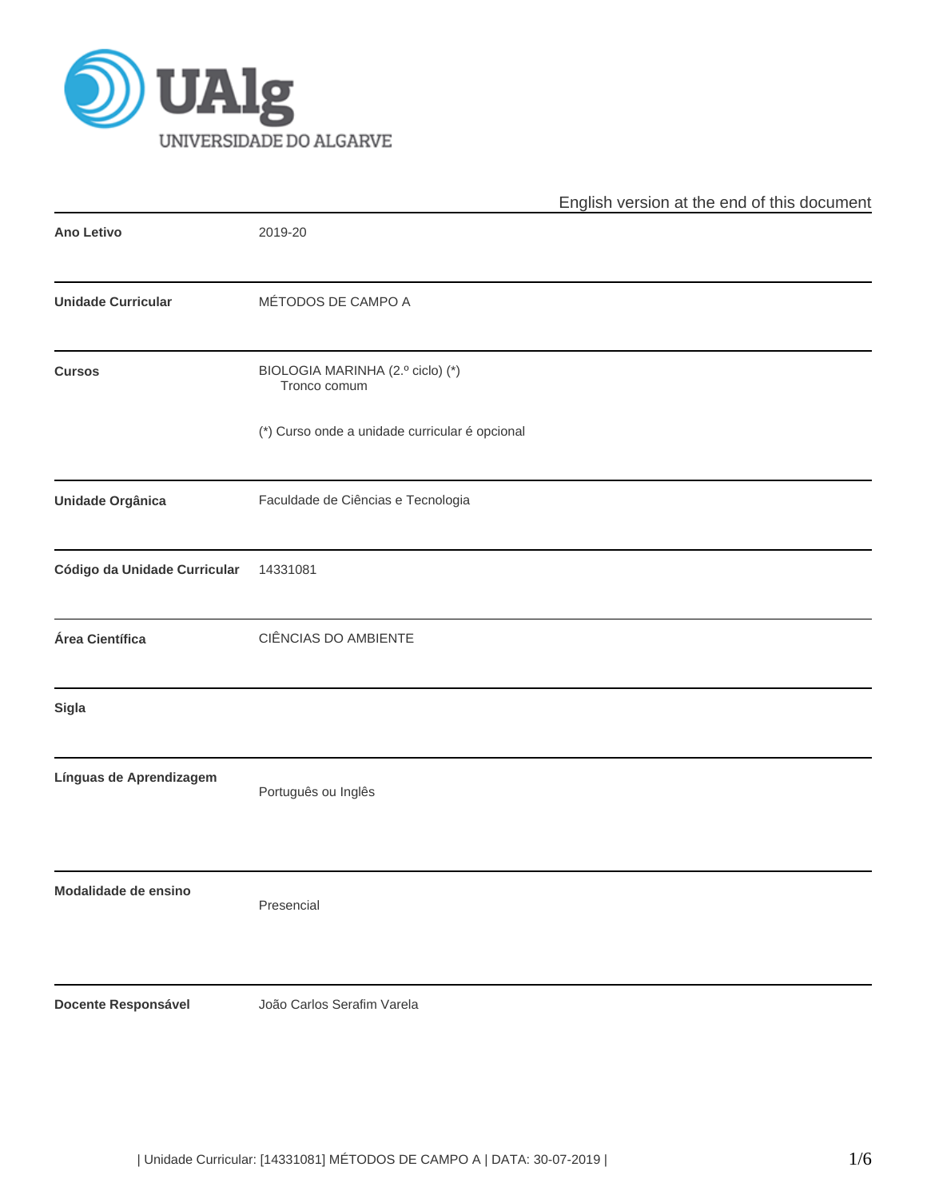English version at the end of this document

| | |
|---|---|
| **Ano Letivo** | 2019-20 |
| **Unidade Curricular** | MÉTODOS DE CAMPO A |
| **Cursos** | BIOLOGIA MARINHA (2.º ciclo) (*)<br>Tronco comum<br><br>(*) Curso onde a unidade curricular é opcional |
| **Unidade Orgânica** | Faculdade de Ciências e Tecnologia |
| **Código da Unidade Curricular** | 14331081 |
| **Área Científica** | CIÊNCIAS DO AMBIENTE |
| **Sigla** | |
| **Línguas de Aprendizagem** | Português ou Inglês |
| **Modalidade de ensino** | Presencial |
| **Docente Responsável** | João Carlos Serafim Varela |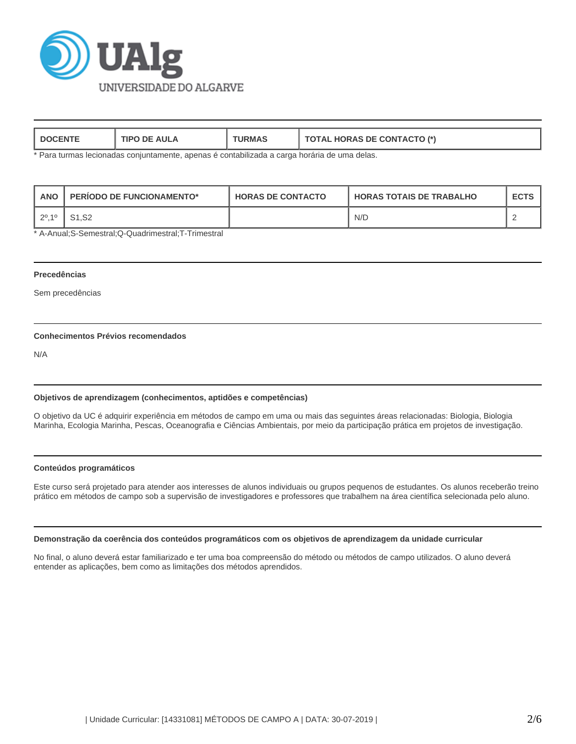| DOCENTE | TIPO DE AULA | TURMAS | TOTAL HORAS DE CONTACTO (*) |
|---|---|---|---|

* Para turmas lecionadas conjuntamente, apenas é contabilizada a carga horária de uma delas.

| ANO | PERÍODO DE FUNCIONAMENTO* | HORAS DE CONTACTO | HORAS TOTAIS DE TRABALHO | ECTS |
|---|---|---|---|---|
| 2º,1º | S1,S2 | | N/D | 2 |

* A-Anual;S-Semestral;Q-Quadrimestral;T-Trimestral

### Precedências

Sem precedências

### Conhecimentos Prévios recomendados

N/A

### Objetivos de aprendizagem (conhecimentos, aptidões e competências)

O objetivo da UC é adquirir experiência em métodos de campo em uma ou mais das seguintes áreas relacionadas: Biologia, Biologia Marinha, Ecologia Marinha, Pescas, Oceanografia e Ciências Ambientais, por meio da participação prática em projetos de investigação.

### Conteúdos programáticos

Este curso será projetado para atender aos interesses de alunos individuais ou grupos pequenos de estudantes. Os alunos receberão treino prático em métodos de campo sob a supervisão de investigadores e professores que trabalhem na área científica selecionada pelo aluno.

### Demonstração da coerência dos conteúdos programáticos com os objetivos de aprendizagem da unidade curricular

No final, o aluno deverá estar familiarizado e ter uma boa compreensão do método ou métodos de campo utilizados. O aluno deverá entender as aplicações, bem como as limitações dos métodos aprendidos.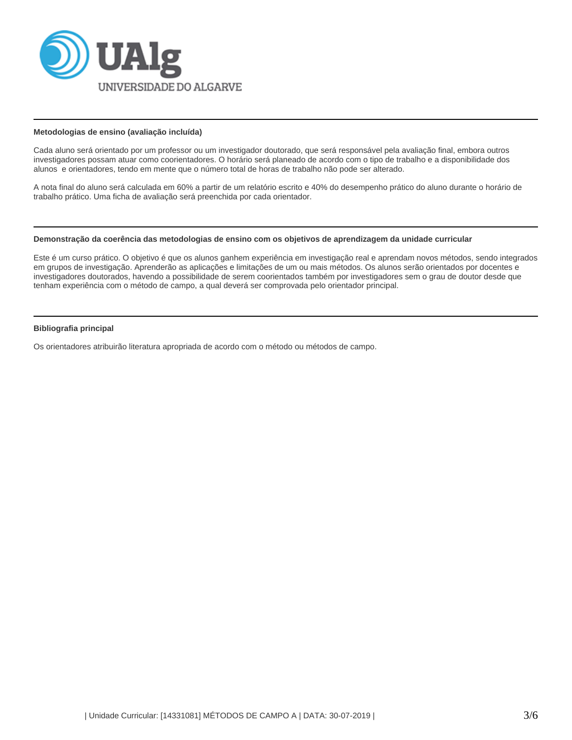#### Metodologias de ensino (avaliação incluída)

Cada aluno será orientado por um professor ou um investigador doutorado, que será responsável pela avaliação final, embora outros investigadores possam atuar como coorientadores. O horário será planeado de acordo com o tipo de trabalho e a disponibilidade dos alunos e orientadores, tendo em mente que o número total de horas de trabalho não pode ser alterado.

A nota final do aluno será calculada em 60% a partir de um relatório escrito e 40% do desempenho prático do aluno durante o horário de trabalho prático. Uma ficha de avaliação será preenchida por cada orientador.

#### Demonstração da coerência das metodologias de ensino com os objetivos de aprendizagem da unidade curricular

Este é um curso prático. O objetivo é que os alunos ganhem experiência em investigação real e aprendam novos métodos, sendo integrados em grupos de investigação. Aprenderão as aplicações e limitações de um ou mais métodos. Os alunos serão orientados por docentes e investigadores doutorados, havendo a possibilidade de serem coorientados também por investigadores sem o grau de doutor desde que tenham experiência com o método de campo, a qual deverá ser comprovada pelo orientador principal.

#### Bibliografia principal

Os orientadores atribuirão literatura apropriada de acordo com o método ou métodos de campo.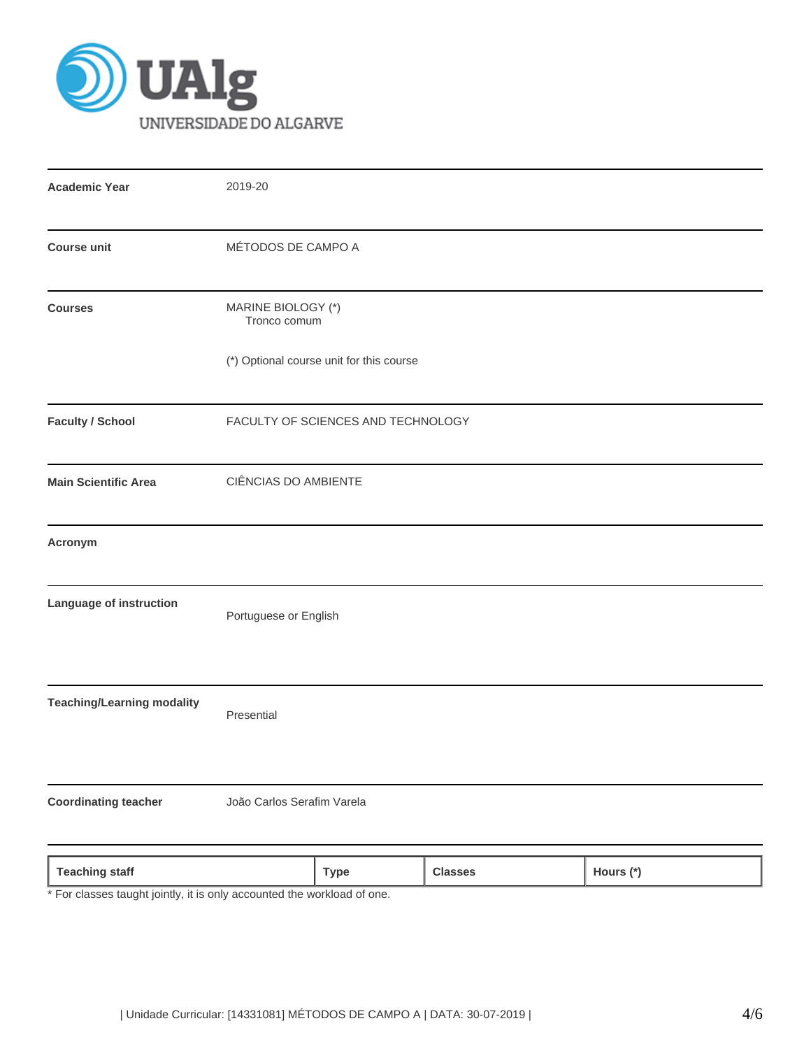| | |
|---|---|
| **Academic Year** | 2019-20 |
| **Course unit** | MÉTODOS DE CAMPO A |
| **Courses** | MARINE BIOLOGY (*)<br>Tronco comum<br><br>(*) Optional course unit for this course |
| **Faculty / School** | FACULTY OF SCIENCES AND TECHNOLOGY |
| **Main Scientific Area** | CIÊNCIAS DO AMBIENTE |
| **Acronym** | |
| **Language of instruction** | Portuguese or English |
| **Teaching/Learning modality** | Presential |
| **Coordinating teacher** | João Carlos Serafim Varela |

| Teaching staff | Type | Classes | Hours (*) |
|---|---|---|---|

* For classes taught jointly, it is only accounted the workload of one.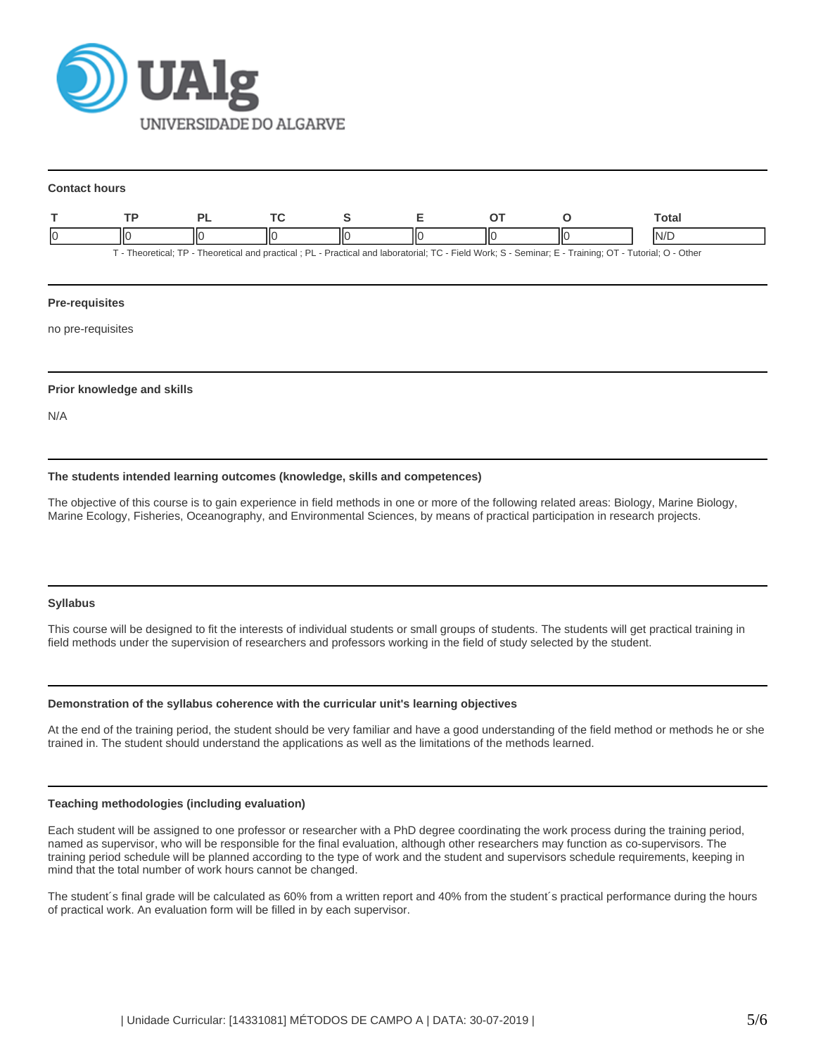#### Contact hours

| T | TP | PL | TC | S | E | OT | O | Total |
|---|---|---|---|---|---|---|---|---|
| 0 | 0 | 0 | 0 | 0 | 0 | 0 | 0 | N/D |

T - Theoretical; TP - Theoretical and practical ; PL - Practical and laboratorial; TC - Field Work; S - Seminar; E - Training; OT - Tutorial; O - Other

#### Pre-requisites

no pre-requisites

#### Prior knowledge and skills

N/A

#### The students intended learning outcomes (knowledge, skills and competences)

The objective of this course is to gain experience in field methods in one or more of the following related areas: Biology, Marine Biology, Marine Ecology, Fisheries, Oceanography, and Environmental Sciences, by means of practical participation in research projects.

#### Syllabus

This course will be designed to fit the interests of individual students or small groups of students. The students will get practical training in field methods under the supervision of researchers and professors working in the field of study selected by the student.

#### Demonstration of the syllabus coherence with the curricular unit's learning objectives

At the end of the training period, the student should be very familiar and have a good understanding of the field method or methods he or she trained in. The student should understand the applications as well as the limitations of the methods learned.

#### Teaching methodologies (including evaluation)

Each student will be assigned to one professor or researcher with a PhD degree coordinating the work process during the training period, named as supervisor, who will be responsible for the final evaluation, although other researchers may function as co-supervisors. The training period schedule will be planned according to the type of work and the student and supervisors schedule requirements, keeping in mind that the total number of work hours cannot be changed.

The student´s final grade will be calculated as 60% from a written report and 40% from the student´s practical performance during the hours of practical work. An evaluation form will be filled in by each supervisor.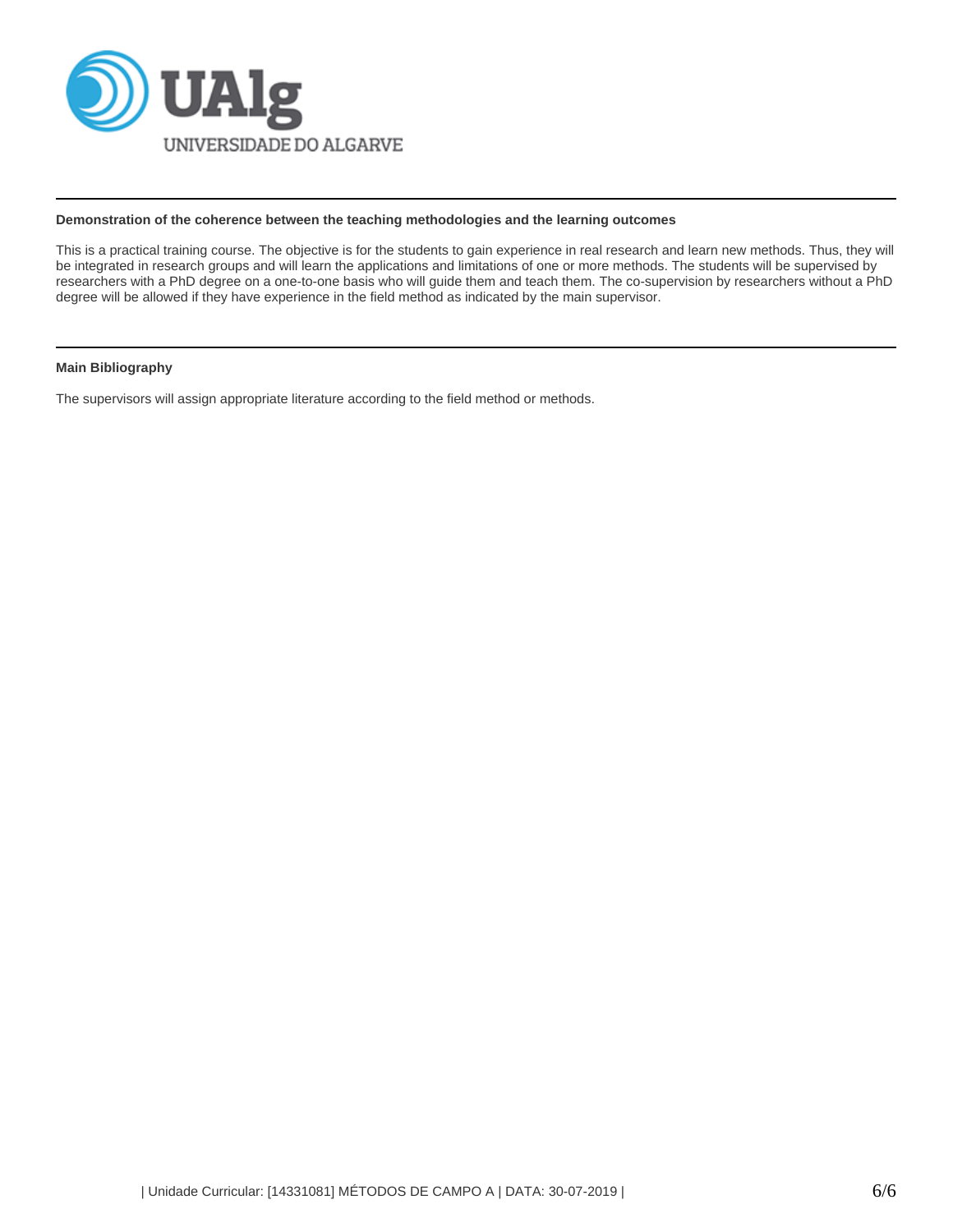**Demonstration of the coherence between the teaching methodologies and the learning outcomes**

This is a practical training course. The objective is for the students to gain experience in real research and learn new methods. Thus, they will be integrated in research groups and will learn the applications and limitations of one or more methods. The students will be supervised by researchers with a PhD degree on a one-to-one basis who will guide them and teach them. The co-supervision by researchers without a PhD degree will be allowed if they have experience in the field method as indicated by the main supervisor.

**Main Bibliography**

The supervisors will assign appropriate literature according to the field method or methods.